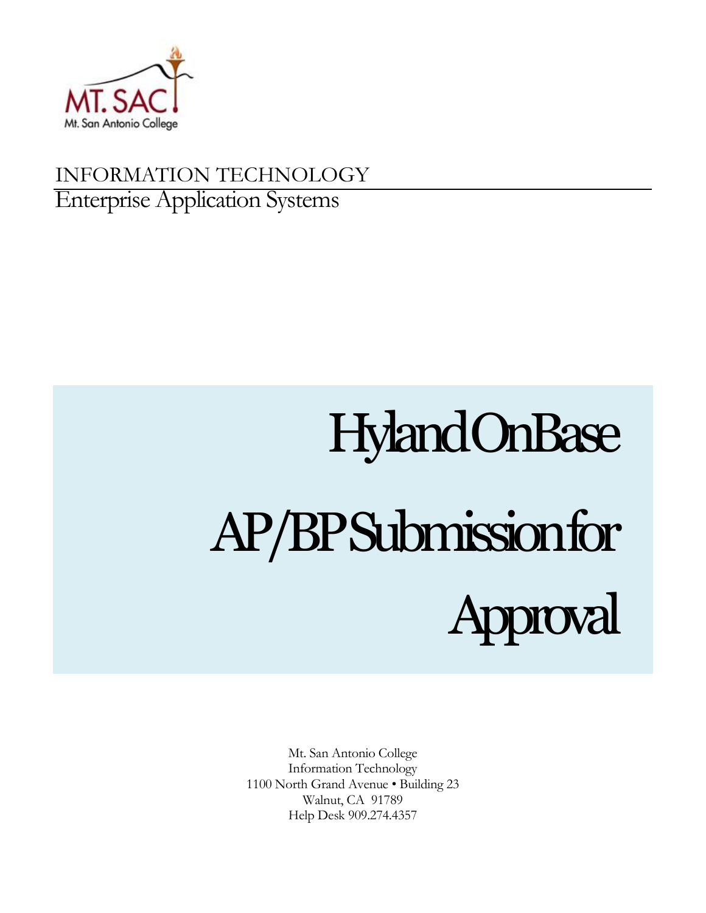MT. SAC
Mt. San Antonio College

INFORMATION TECHNOLOGY

Enterprise Application Systems

# Hyland OnBase

# AP/BP Submission for Approval

Mt. San Antonio College
Information Technology
1100 North Grand Avenue • Building 23
Walnut, CA 91789
Help Desk 909.274.4357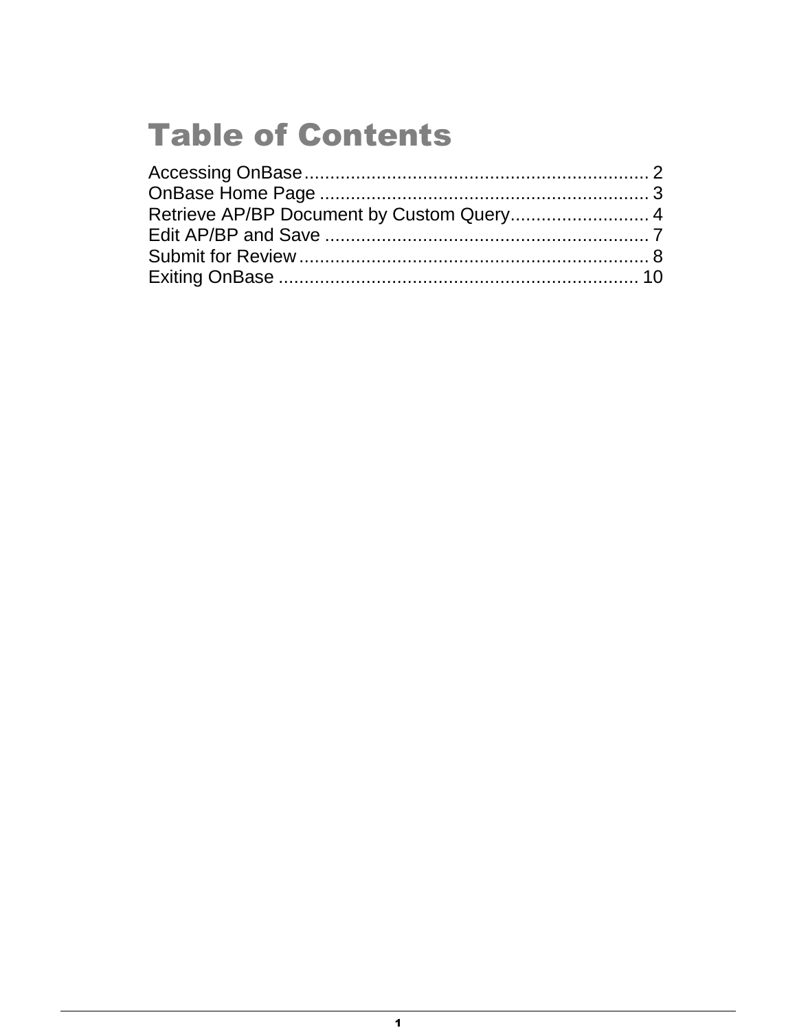# Table of Contents

Accessing OnBase.................................................................. 2
OnBase Home Page ............................................................... 3
Retrieve AP/BP Document by Custom Query........................... 4
Edit AP/BP and Save .............................................................. 7
Submit for Review................................................................... 8
Exiting OnBase ..................................................................... 10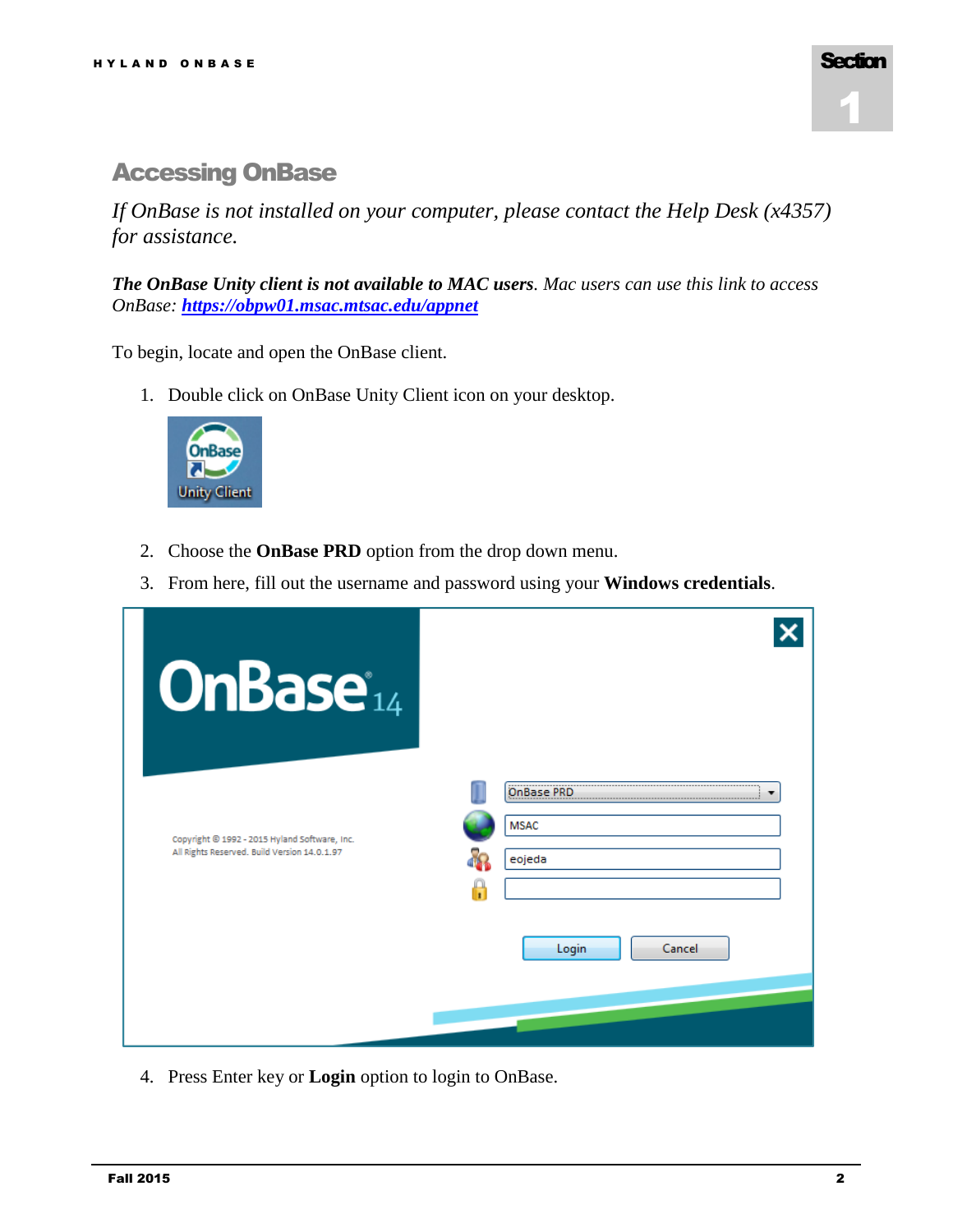# Section 1

## Accessing OnBase

*If OnBase is not installed on your computer, please contact the Help Desk (x4357) for assistance.*

***The OnBase Unity client is not available to MAC users****. Mac users can use this link to access OnBase:* [***https://obpw01.msac.mtsac.edu/appnet***](https://obpw01.msac.mtsac.edu/appnet)

To begin, locate and open the OnBase client.

1. Double click on OnBase Unity Client icon on your desktop.
2. Choose the **OnBase PRD** option from the drop down menu.
3. From here, fill out the username and password using your **Windows credentials**.
4. Press Enter key or **Login** option to login to OnBase.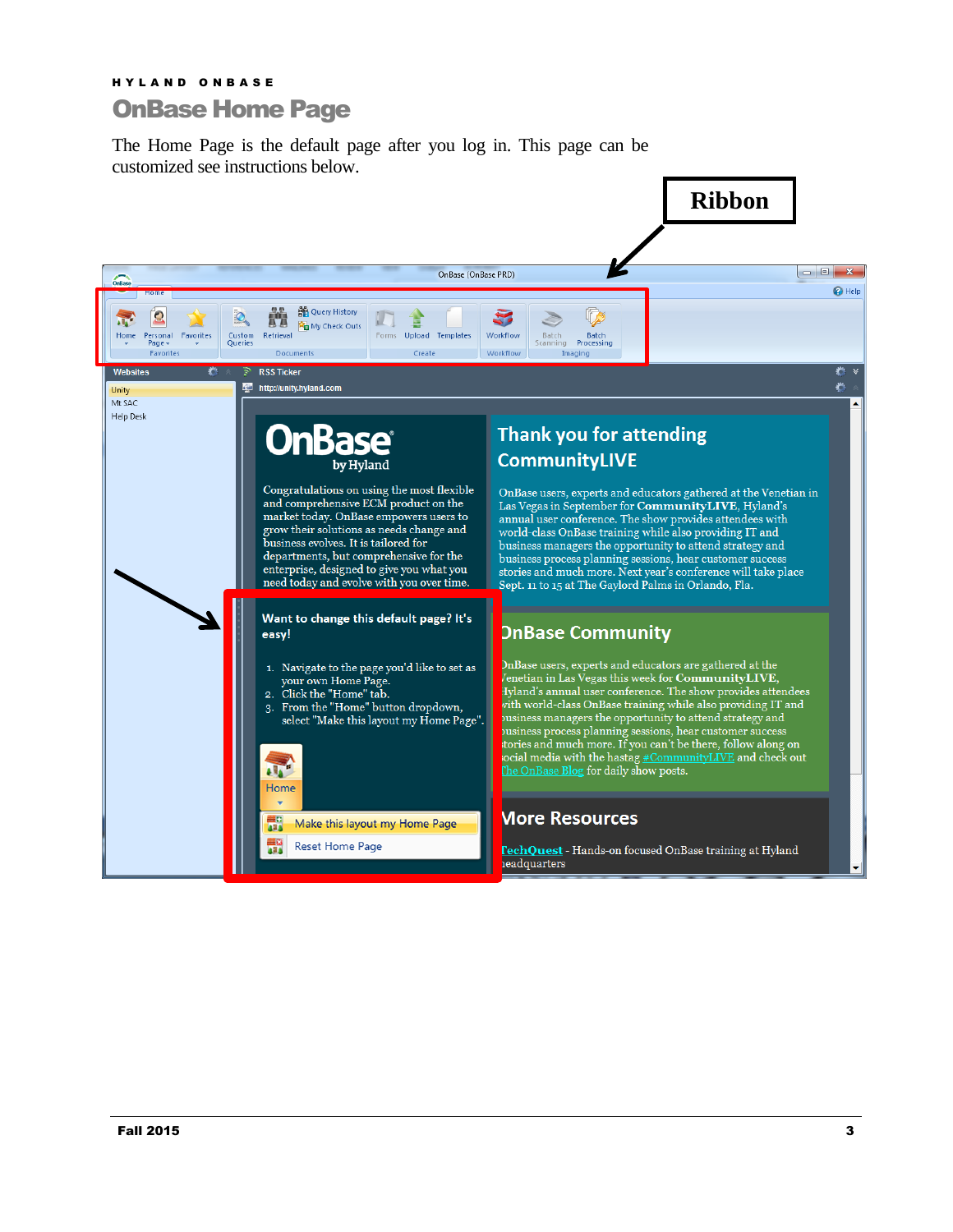HYLAND ONBASE

# OnBase Home Page

The Home Page is the default page after you log in. This page can be customized see instructions below.

Ribbon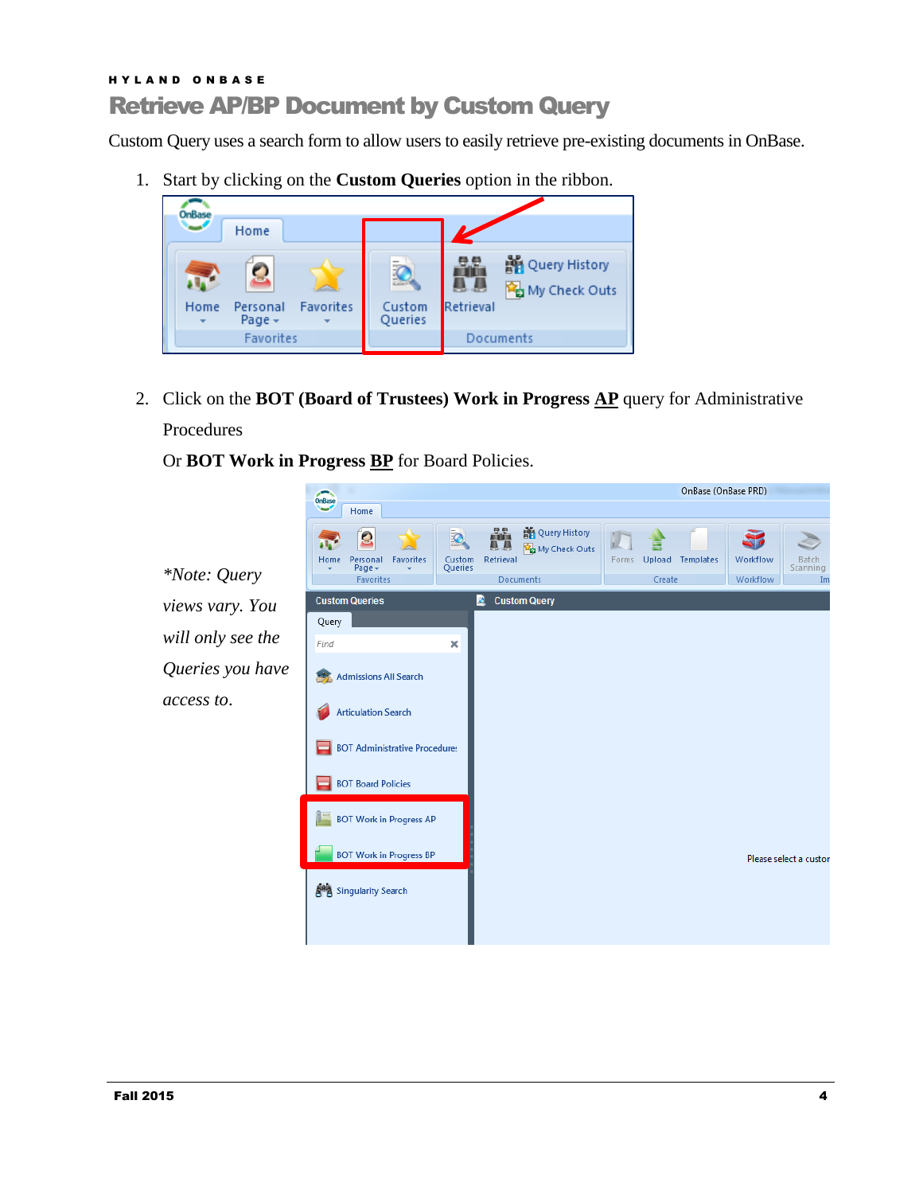HYLAND ONBASE

# Retrieve AP/BP Document by Custom Query

Custom Query uses a search form to allow users to easily retrieve pre-existing documents in OnBase.

1. Start by clicking on the **Custom Queries** option in the ribbon.

2. Click on the **BOT (Board of Trustees) Work in Progress <u>AP</u>** query for Administrative Procedures

   Or **BOT Work in Progress <u>BP</u>** for Board Policies.

*\*Note: Query views vary. You will only see the Queries you have access to.*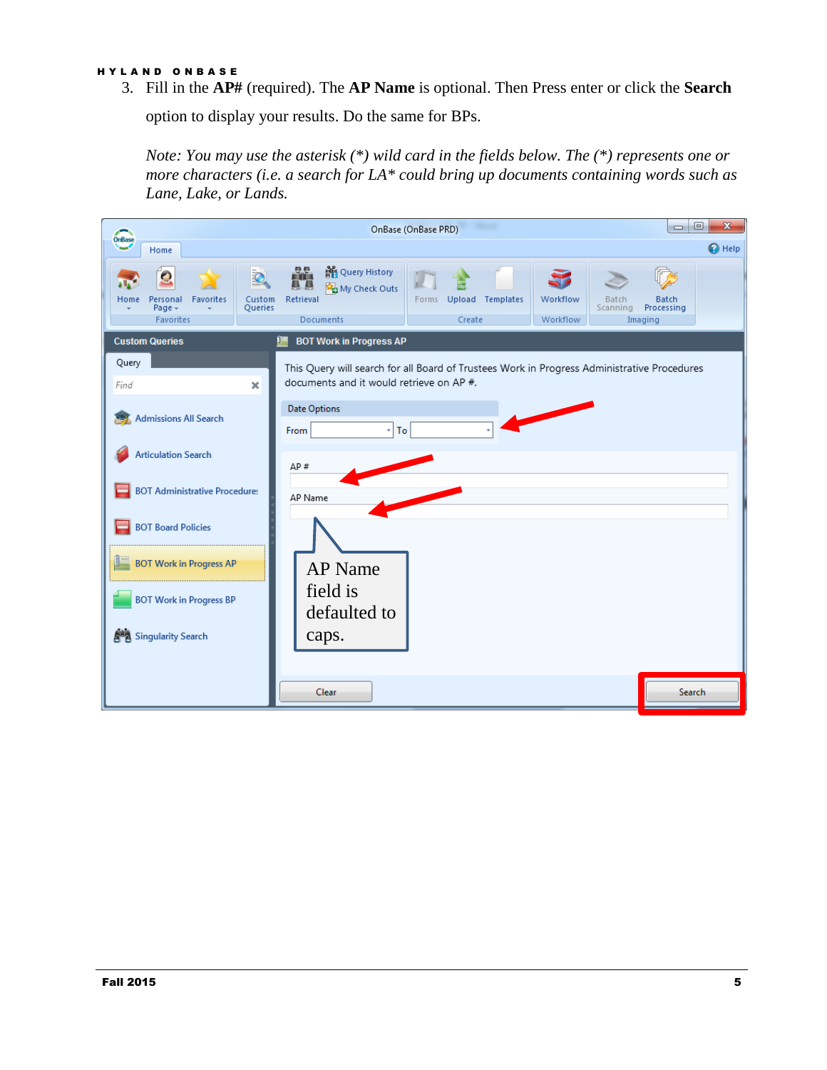3. Fill in the **AP#** (required). The **AP Name** is optional. Then Press enter or click the **Search** option to display your results. Do the same for BPs.

   *Note: You may use the asterisk (*) wild card in the fields below. The (*) represents one or more characters (i.e. a search for LA* could bring up documents containing words such as Lane, Lake, or Lands.*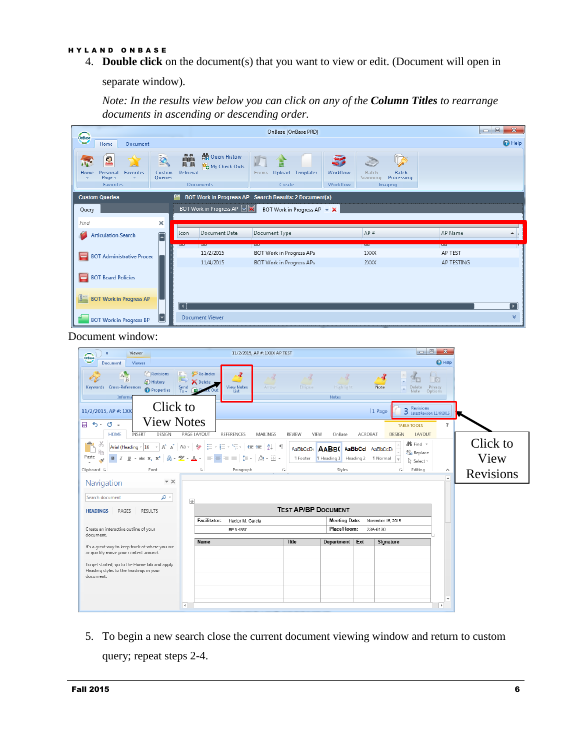4. **Double click** on the document(s) that you want to view or edit. (Document will open in separate window).

   *Note: In the results view below you can click on any of the* ***Column Titles*** *to rearrange documents in ascending or descending order.*

Document window:

5. To begin a new search close the current document viewing window and return to custom query; repeat steps 2-4.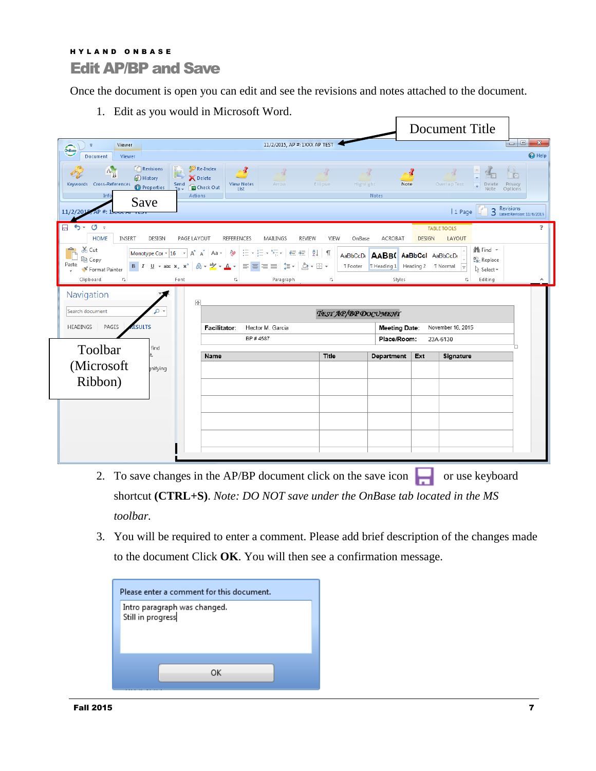# Edit AP/BP and Save

Once the document is open you can edit and see the revisions and notes attached to the document.

1. Edit as you would in Microsoft Word.

2. To save changes in the AP/BP document click on the save icon or use keyboard shortcut **(CTRL+S)**. *Note: DO NOT save under the OnBase tab located in the MS toolbar.*

3. You will be required to enter a comment. Please add brief description of the changes made to the document Click **OK**. You will then see a confirmation message.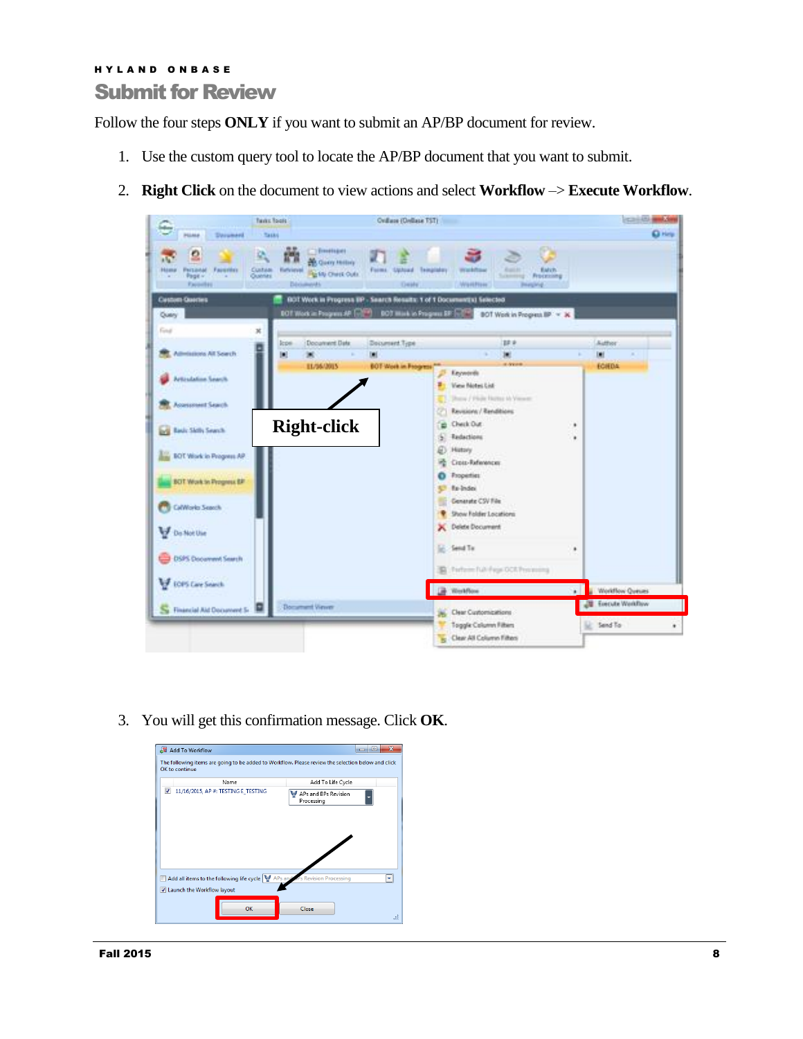HYLAND ONBASE

# Submit for Review

Follow the four steps **ONLY** if you want to submit an AP/BP document for review.

1. Use the custom query tool to locate the AP/BP document that you want to submit.
2. **Right Click** on the document to view actions and select **Workflow** –> **Execute Workflow**.
3. You will get this confirmation message. Click **OK**.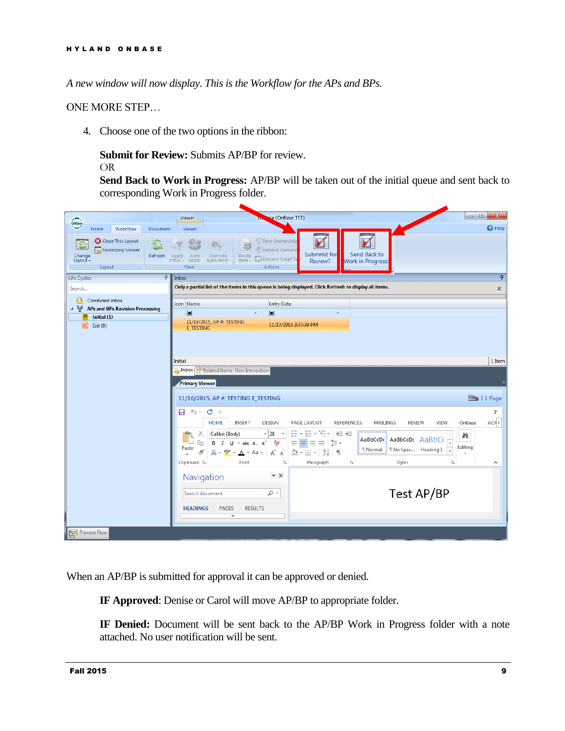*A new window will now display. This is the Workflow for the APs and BPs.*

ONE MORE STEP…

4. Choose one of the two options in the ribbon:

   **Submit for Review:** Submits AP/BP for review.
   OR
   **Send Back to Work in Progress:** AP/BP will be taken out of the initial queue and sent back to corresponding Work in Progress folder.

When an AP/BP is submitted for approval it can be approved or denied.

**IF Approved**: Denise or Carol will move AP/BP to appropriate folder.

**IF Denied:** Document will be sent back to the AP/BP Work in Progress folder with a note attached. No user notification will be sent.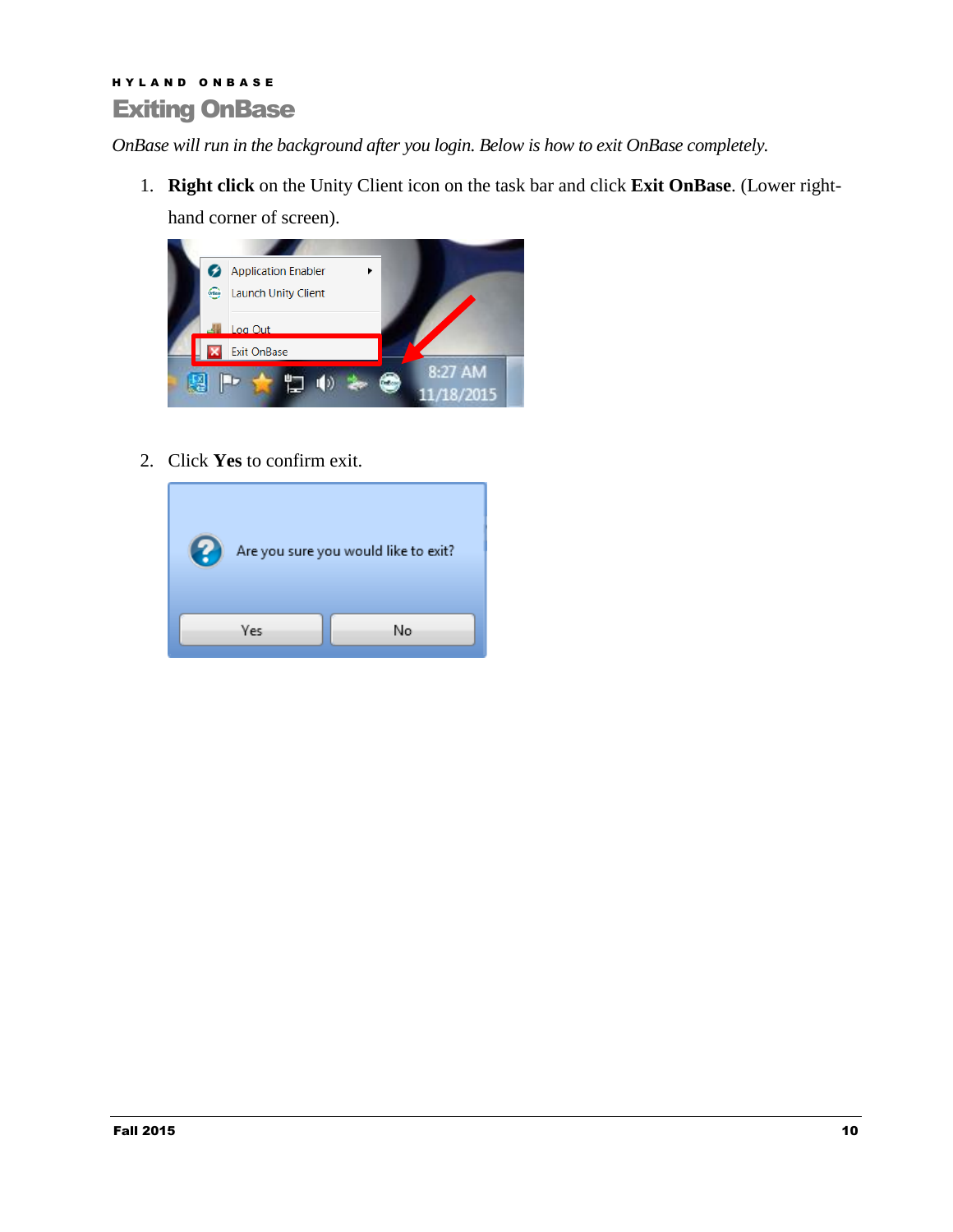# Exiting OnBase

*OnBase will run in the background after you login. Below is how to exit OnBase completely.*

1. **Right click** on the Unity Client icon on the task bar and click **Exit OnBase**. (Lower right-hand corner of screen).

2. Click **Yes** to confirm exit.